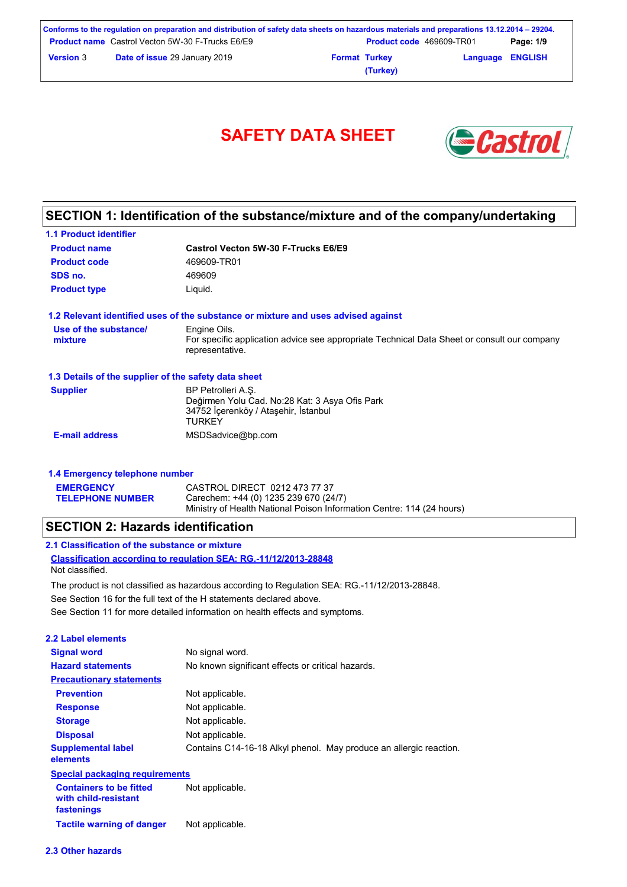# SAFETY DATA SHEET

## SECTION 1: Identification of the substance/mixture and of the company/undertaking

### 1.1 Product identifier

| | |
|---|---|
| **Product name** | **Castrol Vecton 5W-30 F-Trucks E6/E9** |
| **Product code** | 469609-TR01 |
| **SDS no.** | 469609 |
| **Product type** | Liquid. |

### 1.2 Relevant identified uses of the substance or mixture and uses advised against

| | |
|---|---|
| **Use of the substance/ mixture** | Engine Oils. For specific application advice see appropriate Technical Data Sheet or consult our company representative. |

### 1.3 Details of the supplier of the safety data sheet

| | |
|---|---|
| **Supplier** | BP Petrolleri A.Ş. Değirmen Yolu Cad. No:28 Kat: 3 Asya Ofis Park 34752 İçerenköy / Ataşehir, İstanbul TURKEY |
| **E-mail address** | MSDSadvice@bp.com |

### 1.4 Emergency telephone number

| | |
|---|---|
| **EMERGENCY TELEPHONE NUMBER** | CASTROL DIRECT 0212 473 77 37<br>Carechem: +44 (0) 1235 239 670 (24/7)<br>Ministry of Health National Poison Information Centre: 114 (24 hours) |

## SECTION 2: Hazards identification

### 2.1 Classification of the substance or mixture

**Classification according to regulation SEA: RG.-11/12/2013-28848**

Not classified.

The product is not classified as hazardous according to Regulation SEA: RG.-11/12/2013-28848.

See Section 16 for the full text of the H statements declared above.

See Section 11 for more detailed information on health effects and symptoms.

### 2.2 Label elements

| | |
|---|---|
| **Signal word** | No signal word. |
| **Hazard statements** | No known significant effects or critical hazards. |
| **Precautionary statements** | |
| **Prevention** | Not applicable. |
| **Response** | Not applicable. |
| **Storage** | Not applicable. |
| **Disposal** | Not applicable. |
| **Supplemental label elements** | Contains C14-16-18 Alkyl phenol. May produce an allergic reaction. |
| **Special packaging requirements** | |
| **Containers to be fitted with child-resistant fastenings** | Not applicable. |
| **Tactile warning of danger** | Not applicable. |

### 2.3 Other hazards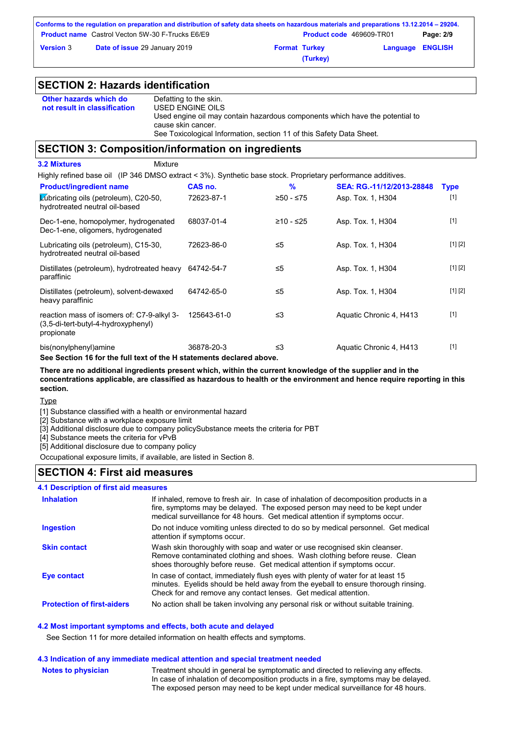## SECTION 2: Hazards identification

| | |
|---|---|
| **Other hazards which do not result in classification** | Defatting to the skin.<br>USED ENGINE OILS<br>Used engine oil may contain hazardous components which have the potential to cause skin cancer.<br>See Toxicological Information, section 11 of this Safety Data Sheet. |

## SECTION 3: Composition/information on ingredients

**3.2 Mixtures** Mixture

Highly refined base oil (IP 346 DMSO extract < 3%). Synthetic base stock. Proprietary performance additives.

| Product/ingredient name | CAS no. | % | SEA: RG.-11/12/2013-28848 | Type |
|---|---|---|---|---|
| Lubricating oils (petroleum), C20-50, hydrotreated neutral oil-based | 72623-87-1 | ≥50 - ≤75 | Asp. Tox. 1, H304 | [1] |
| Dec-1-ene, homopolymer, hydrogenated Dec-1-ene, oligomers, hydrogenated | 68037-01-4 | ≥10 - ≤25 | Asp. Tox. 1, H304 | [1] |
| Lubricating oils (petroleum), C15-30, hydrotreated neutral oil-based | 72623-86-0 | ≤5 | Asp. Tox. 1, H304 | [1] [2] |
| Distillates (petroleum), hydrotreated heavy paraffinic | 64742-54-7 | ≤5 | Asp. Tox. 1, H304 | [1] [2] |
| Distillates (petroleum), solvent-dewaxed heavy paraffinic | 64742-65-0 | ≤5 | Asp. Tox. 1, H304 | [1] [2] |
| reaction mass of isomers of: C7-9-alkyl 3-(3,5-di-tert-butyl-4-hydroxyphenyl) propionate | 125643-61-0 | ≤3 | Aquatic Chronic 4, H413 | [1] |
| bis(nonylphenyl)amine | 36878-20-3 | ≤3 | Aquatic Chronic 4, H413 | [1] |

**See Section 16 for the full text of the H statements declared above.**

**There are no additional ingredients present which, within the current knowledge of the supplier and in the concentrations applicable, are classified as hazardous to health or the environment and hence require reporting in this section.**

Type

[1] Substance classified with a health or environmental hazard
[2] Substance with a workplace exposure limit
[3] Additional disclosure due to company policySubstance meets the criteria for PBT
[4] Substance meets the criteria for vPvB
[5] Additional disclosure due to company policy

Occupational exposure limits, if available, are listed in Section 8.

## SECTION 4: First aid measures

### 4.1 Description of first aid measures

| | |
|---|---|
| **Inhalation** | If inhaled, remove to fresh air. In case of inhalation of decomposition products in a fire, symptoms may be delayed. The exposed person may need to be kept under medical surveillance for 48 hours. Get medical attention if symptoms occur. |
| **Ingestion** | Do not induce vomiting unless directed to do so by medical personnel. Get medical attention if symptoms occur. |
| **Skin contact** | Wash skin thoroughly with soap and water or use recognised skin cleanser. Remove contaminated clothing and shoes. Wash clothing before reuse. Clean shoes thoroughly before reuse. Get medical attention if symptoms occur. |
| **Eye contact** | In case of contact, immediately flush eyes with plenty of water for at least 15 minutes. Eyelids should be held away from the eyeball to ensure thorough rinsing. Check for and remove any contact lenses. Get medical attention. |
| **Protection of first-aiders** | No action shall be taken involving any personal risk or without suitable training. |

### 4.2 Most important symptoms and effects, both acute and delayed

See Section 11 for more detailed information on health effects and symptoms.

### 4.3 Indication of any immediate medical attention and special treatment needed

| | |
|---|---|
| **Notes to physician** | Treatment should in general be symptomatic and directed to relieving any effects. In case of inhalation of decomposition products in a fire, symptoms may be delayed. The exposed person may need to be kept under medical surveillance for 48 hours. |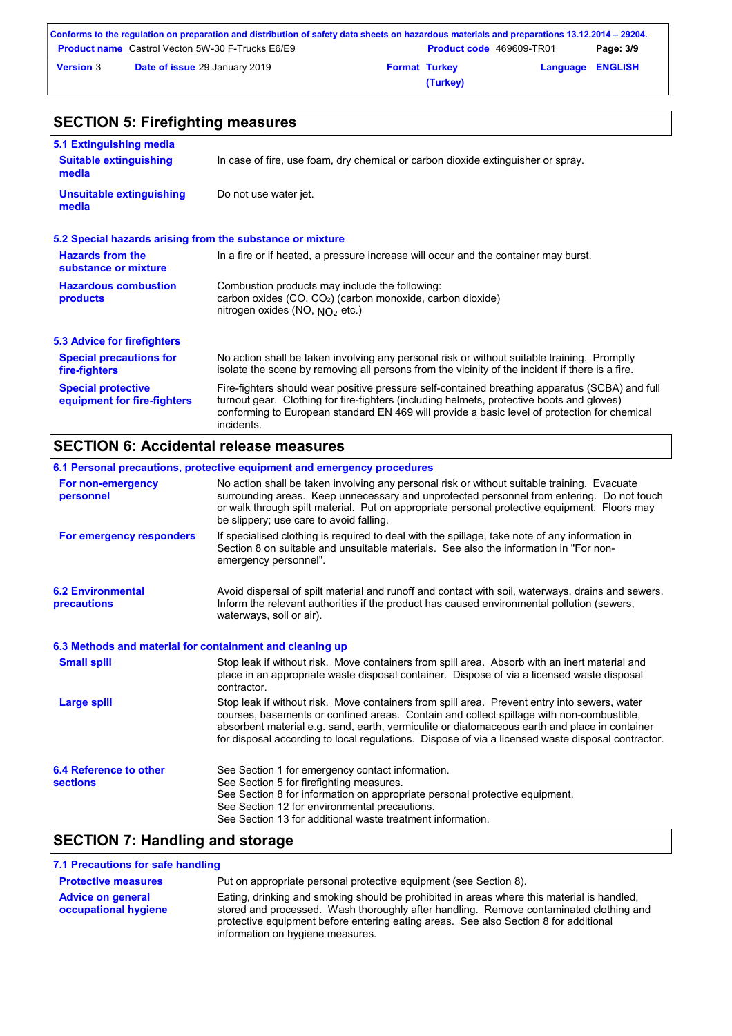## SECTION 5: Firefighting measures

### 5.1 Extinguishing media

**Suitable extinguishing media**
In case of fire, use foam, dry chemical or carbon dioxide extinguisher or spray.

**Unsuitable extinguishing media**
Do not use water jet.

### 5.2 Special hazards arising from the substance or mixture

**Hazards from the substance or mixture**
In a fire or if heated, a pressure increase will occur and the container may burst.

**Hazardous combustion products**
Combustion products may include the following:
carbon oxides (CO, $CO_2$) (carbon monoxide, carbon dioxide)
nitrogen oxides (NO, $NO_2$ etc.)

### 5.3 Advice for firefighters

**Special precautions for fire-fighters**
No action shall be taken involving any personal risk or without suitable training. Promptly isolate the scene by removing all persons from the vicinity of the incident if there is a fire.

**Special protective equipment for fire-fighters**
Fire-fighters should wear positive pressure self-contained breathing apparatus (SCBA) and full turnout gear. Clothing for fire-fighters (including helmets, protective boots and gloves) conforming to European standard EN 469 will provide a basic level of protection for chemical incidents.

## SECTION 6: Accidental release measures

### 6.1 Personal precautions, protective equipment and emergency procedures

**For non-emergency personnel**
No action shall be taken involving any personal risk or without suitable training. Evacuate surrounding areas. Keep unnecessary and unprotected personnel from entering. Do not touch or walk through spilt material. Put on appropriate personal protective equipment. Floors may be slippery; use care to avoid falling.

**For emergency responders**
If specialised clothing is required to deal with the spillage, take note of any information in Section 8 on suitable and unsuitable materials. See also the information in "For non-emergency personnel".

### 6.2 Environmental precautions

Avoid dispersal of spilt material and runoff and contact with soil, waterways, drains and sewers. Inform the relevant authorities if the product has caused environmental pollution (sewers, waterways, soil or air).

### 6.3 Methods and material for containment and cleaning up

**Small spill**
Stop leak if without risk. Move containers from spill area. Absorb with an inert material and place in an appropriate waste disposal container. Dispose of via a licensed waste disposal contractor.

**Large spill**
Stop leak if without risk. Move containers from spill area. Prevent entry into sewers, water courses, basements or confined areas. Contain and collect spillage with non-combustible, absorbent material e.g. sand, earth, vermiculite or diatomaceous earth and place in container for disposal according to local regulations. Dispose of via a licensed waste disposal contractor.

### 6.4 Reference to other sections

See Section 1 for emergency contact information.
See Section 5 for firefighting measures.
See Section 8 for information on appropriate personal protective equipment.
See Section 12 for environmental precautions.
See Section 13 for additional waste treatment information.

## SECTION 7: Handling and storage

### 7.1 Precautions for safe handling

**Protective measures**
Put on appropriate personal protective equipment (see Section 8).

**Advice on general occupational hygiene**
Eating, drinking and smoking should be prohibited in areas where this material is handled, stored and processed. Wash thoroughly after handling. Remove contaminated clothing and protective equipment before entering eating areas. See also Section 8 for additional information on hygiene measures.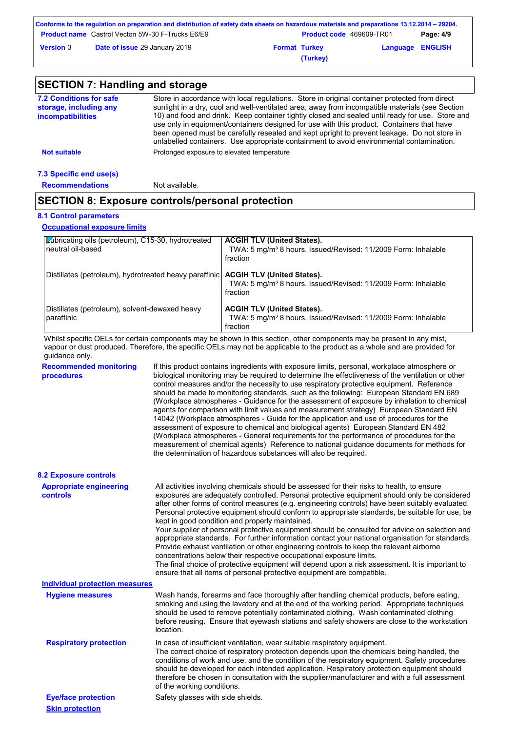## SECTION 7: Handling and storage

**7.2 Conditions for safe storage, including any incompatibilities**

Store in accordance with local regulations. Store in original container protected from direct sunlight in a dry, cool and well-ventilated area, away from incompatible materials (see Section 10) and food and drink. Keep container tightly closed and sealed until ready for use. Store and use only in equipment/containers designed for use with this product. Containers that have been opened must be carefully resealed and kept upright to prevent leakage. Do not store in unlabelled containers. Use appropriate containment to avoid environmental contamination.

**Not suitable** — Prolonged exposure to elevated temperature

**7.3 Specific end use(s)**

**Recommendations** — Not available.

## SECTION 8: Exposure controls/personal protection

**8.1 Control parameters**

**Occupational exposure limits**

| | |
|---|---|
| Lubricating oils (petroleum), C15-30, hydrotreated neutral oil-based | **ACGIH TLV (United States).** TWA: 5 mg/m³ 8 hours. Issued/Revised: 11/2009 Form: Inhalable fraction |
| Distillates (petroleum), hydrotreated heavy paraffinic | **ACGIH TLV (United States).** TWA: 5 mg/m³ 8 hours. Issued/Revised: 11/2009 Form: Inhalable fraction |
| Distillates (petroleum), solvent-dewaxed heavy paraffinic | **ACGIH TLV (United States).** TWA: 5 mg/m³ 8 hours. Issued/Revised: 11/2009 Form: Inhalable fraction |

Whilst specific OELs for certain components may be shown in this section, other components may be present in any mist, vapour or dust produced. Therefore, the specific OELs may not be applicable to the product as a whole and are provided for guidance only.

**Recommended monitoring procedures**

If this product contains ingredients with exposure limits, personal, workplace atmosphere or biological monitoring may be required to determine the effectiveness of the ventilation or other control measures and/or the necessity to use respiratory protective equipment. Reference should be made to monitoring standards, such as the following: European Standard EN 689 (Workplace atmospheres - Guidance for the assessment of exposure by inhalation to chemical agents for comparison with limit values and measurement strategy) European Standard EN 14042 (Workplace atmospheres - Guide for the application and use of procedures for the assessment of exposure to chemical and biological agents) European Standard EN 482 (Workplace atmospheres - General requirements for the performance of procedures for the measurement of chemical agents) Reference to national guidance documents for methods for the determination of hazardous substances will also be required.

**8.2 Exposure controls**

**Appropriate engineering controls**

All activities involving chemicals should be assessed for their risks to health, to ensure exposures are adequately controlled. Personal protective equipment should only be considered after other forms of control measures (e.g. engineering controls) have been suitably evaluated. Personal protective equipment should conform to appropriate standards, be suitable for use, be kept in good condition and properly maintained.
Your supplier of personal protective equipment should be consulted for advice on selection and appropriate standards. For further information contact your national organisation for standards.
Provide exhaust ventilation or other engineering controls to keep the relevant airborne concentrations below their respective occupational exposure limits.
The final choice of protective equipment will depend upon a risk assessment. It is important to ensure that all items of personal protective equipment are compatible.

**Individual protection measures**

**Hygiene measures**

Wash hands, forearms and face thoroughly after handling chemical products, before eating, smoking and using the lavatory and at the end of the working period. Appropriate techniques should be used to remove potentially contaminated clothing. Wash contaminated clothing before reusing. Ensure that eyewash stations and safety showers are close to the workstation location.

**Respiratory protection**

In case of insufficient ventilation, wear suitable respiratory equipment.
The correct choice of respiratory protection depends upon the chemicals being handled, the conditions of work and use, and the condition of the respiratory equipment. Safety procedures should be developed for each intended application. Respiratory protection equipment should therefore be chosen in consultation with the supplier/manufacturer and with a full assessment of the working conditions.

**Eye/face protection** — Safety glasses with side shields.

**Skin protection**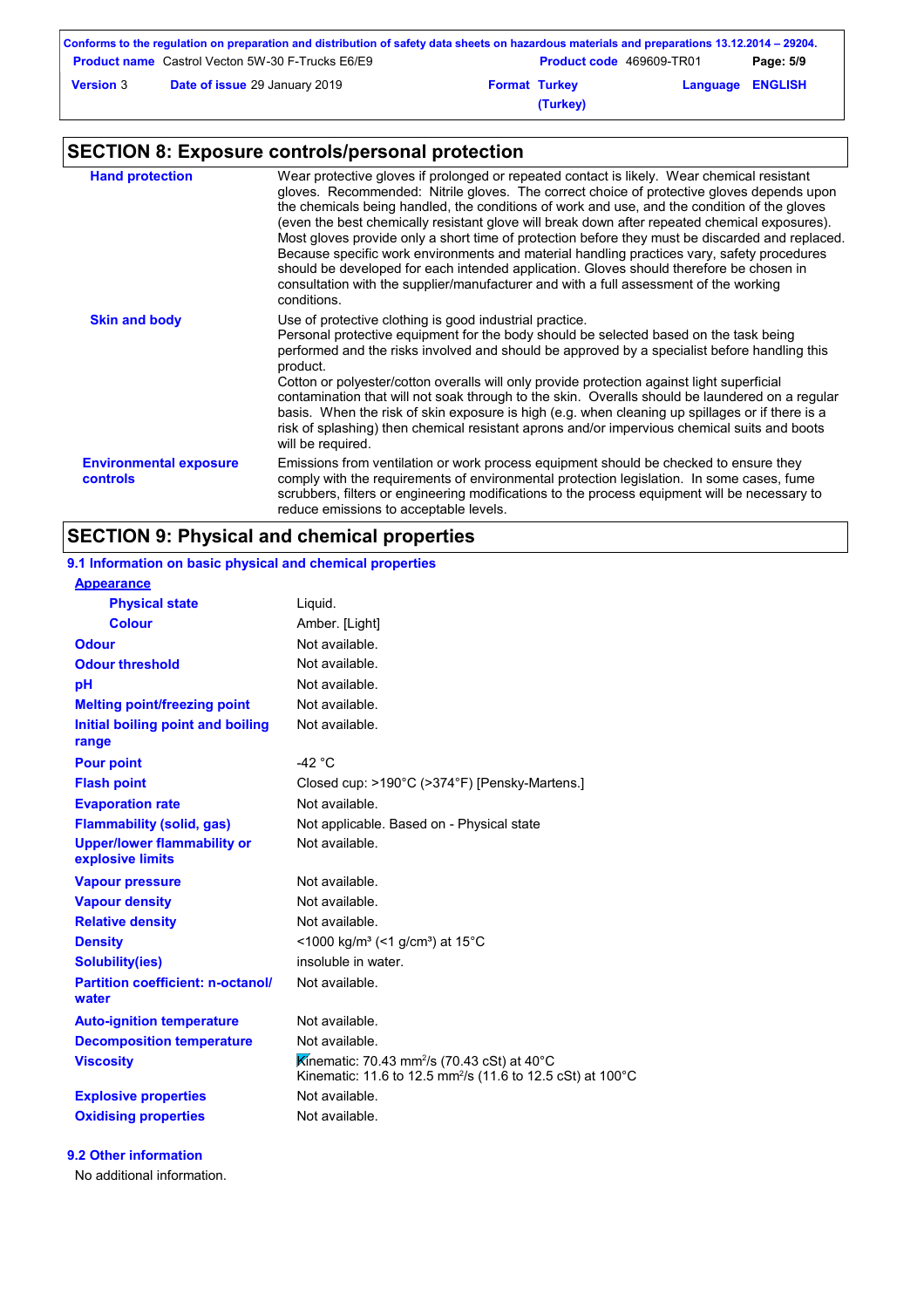## SECTION 8: Exposure controls/personal protection

| | |
|---|---|
| **Hand protection** | Wear protective gloves if prolonged or repeated contact is likely. Wear chemical resistant gloves. Recommended: Nitrile gloves. The correct choice of protective gloves depends upon the chemicals being handled, the conditions of work and use, and the condition of the gloves (even the best chemically resistant glove will break down after repeated chemical exposures). Most gloves provide only a short time of protection before they must be discarded and replaced. Because specific work environments and material handling practices vary, safety procedures should be developed for each intended application. Gloves should therefore be chosen in consultation with the supplier/manufacturer and with a full assessment of the working conditions. |
| **Skin and body** | Use of protective clothing is good industrial practice. Personal protective equipment for the body should be selected based on the task being performed and the risks involved and should be approved by a specialist before handling this product. Cotton or polyester/cotton overalls will only provide protection against light superficial contamination that will not soak through to the skin. Overalls should be laundered on a regular basis. When the risk of skin exposure is high (e.g. when cleaning up spillages or if there is a risk of splashing) then chemical resistant aprons and/or impervious chemical suits and boots will be required. |
| **Environmental exposure controls** | Emissions from ventilation or work process equipment should be checked to ensure they comply with the requirements of environmental protection legislation. In some cases, fume scrubbers, filters or engineering modifications to the process equipment will be necessary to reduce emissions to acceptable levels. |

## SECTION 9: Physical and chemical properties

### 9.1 Information on basic physical and chemical properties

| | |
|---|---|
| **Appearance** | |
| **Physical state** | Liquid. |
| **Colour** | Amber. [Light] |
| **Odour** | Not available. |
| **Odour threshold** | Not available. |
| **pH** | Not available. |
| **Melting point/freezing point** | Not available. |
| **Initial boiling point and boiling range** | Not available. |
| **Pour point** | -42 °C |
| **Flash point** | Closed cup: >190°C (>374°F) [Pensky-Martens.] |
| **Evaporation rate** | Not available. |
| **Flammability (solid, gas)** | Not applicable. Based on - Physical state |
| **Upper/lower flammability or explosive limits** | Not available. |
| **Vapour pressure** | Not available. |
| **Vapour density** | Not available. |
| **Relative density** | Not available. |
| **Density** | <1000 kg/m³ (<1 g/cm³) at 15°C |
| **Solubility(ies)** | insoluble in water. |
| **Partition coefficient: n-octanol/ water** | Not available. |
| **Auto-ignition temperature** | Not available. |
| **Decomposition temperature** | Not available. |
| **Viscosity** | Kinematic: 70.43 mm²/s (70.43 cSt) at 40°C<br>Kinematic: 11.6 to 12.5 mm²/s (11.6 to 12.5 cSt) at 100°C |
| **Explosive properties** | Not available. |
| **Oxidising properties** | Not available. |

### 9.2 Other information

No additional information.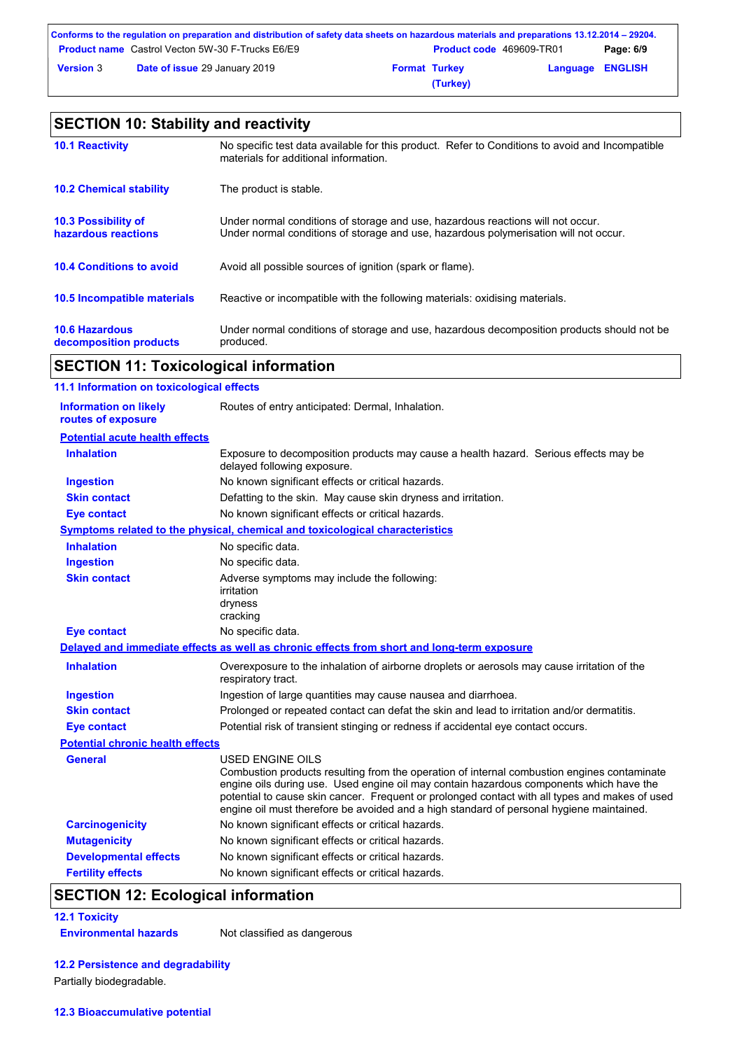## SECTION 10: Stability and reactivity

| | |
|---|---|
| **10.1 Reactivity** | No specific test data available for this product. Refer to Conditions to avoid and Incompatible materials for additional information. |
| **10.2 Chemical stability** | The product is stable. |
| **10.3 Possibility of hazardous reactions** | Under normal conditions of storage and use, hazardous reactions will not occur. Under normal conditions of storage and use, hazardous polymerisation will not occur. |
| **10.4 Conditions to avoid** | Avoid all possible sources of ignition (spark or flame). |
| **10.5 Incompatible materials** | Reactive or incompatible with the following materials: oxidising materials. |
| **10.6 Hazardous decomposition products** | Under normal conditions of storage and use, hazardous decomposition products should not be produced. |

## SECTION 11: Toxicological information

### 11.1 Information on toxicological effects

**Information on likely routes of exposure**: Routes of entry anticipated: Dermal, Inhalation.

**Potential acute health effects**

| | |
|---|---|
| **Inhalation** | Exposure to decomposition products may cause a health hazard. Serious effects may be delayed following exposure. |
| **Ingestion** | No known significant effects or critical hazards. |
| **Skin contact** | Defatting to the skin. May cause skin dryness and irritation. |
| **Eye contact** | No known significant effects or critical hazards. |

**Symptoms related to the physical, chemical and toxicological characteristics**

| | |
|---|---|
| **Inhalation** | No specific data. |
| **Ingestion** | No specific data. |
| **Skin contact** | Adverse symptoms may include the following: irritation dryness cracking |
| **Eye contact** | No specific data. |

**Delayed and immediate effects as well as chronic effects from short and long-term exposure**

| | |
|---|---|
| **Inhalation** | Overexposure to the inhalation of airborne droplets or aerosols may cause irritation of the respiratory tract. |
| **Ingestion** | Ingestion of large quantities may cause nausea and diarrhoea. |
| **Skin contact** | Prolonged or repeated contact can defat the skin and lead to irritation and/or dermatitis. |
| **Eye contact** | Potential risk of transient stinging or redness if accidental eye contact occurs. |

**Potential chronic health effects**

| | |
|---|---|
| **General** | USED ENGINE OILS Combustion products resulting from the operation of internal combustion engines contaminate engine oils during use. Used engine oil may contain hazardous components which have the potential to cause skin cancer. Frequent or prolonged contact with all types and makes of used engine oil must therefore be avoided and a high standard of personal hygiene maintained. |
| **Carcinogenicity** | No known significant effects or critical hazards. |
| **Mutagenicity** | No known significant effects or critical hazards. |
| **Developmental effects** | No known significant effects or critical hazards. |
| **Fertility effects** | No known significant effects or critical hazards. |

## SECTION 12: Ecological information

### 12.1 Toxicity

**Environmental hazards**: Not classified as dangerous

### 12.2 Persistence and degradability

Partially biodegradable.

### 12.3 Bioaccumulative potential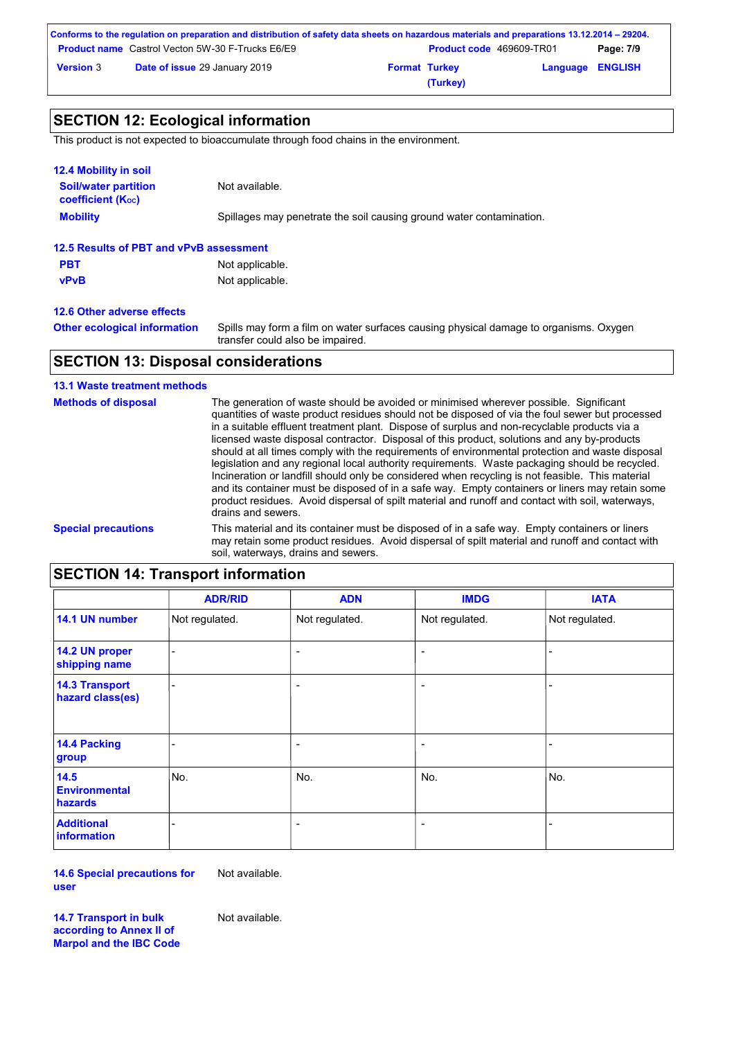## SECTION 12: Ecological information

This product is not expected to bioaccumulate through food chains in the environment.

### 12.4 Mobility in soil

| | |
|---|---|
| **Soil/water partition coefficient ($K_{OC}$)** | Not available. |
| **Mobility** | Spillages may penetrate the soil causing ground water contamination. |

### 12.5 Results of PBT and vPvB assessment

| | |
|---|---|
| **PBT** | Not applicable. |
| **vPvB** | Not applicable. |

### 12.6 Other adverse effects

| | |
|---|---|
| **Other ecological information** | Spills may form a film on water surfaces causing physical damage to organisms. Oxygen transfer could also be impaired. |

## SECTION 13: Disposal considerations

### 13.1 Waste treatment methods

| | |
|---|---|
| **Methods of disposal** | The generation of waste should be avoided or minimised wherever possible. Significant quantities of waste product residues should not be disposed of via the foul sewer but processed in a suitable effluent treatment plant. Dispose of surplus and non-recyclable products via a licensed waste disposal contractor. Disposal of this product, solutions and any by-products should at all times comply with the requirements of environmental protection and waste disposal legislation and any regional local authority requirements. Waste packaging should be recycled. Incineration or landfill should only be considered when recycling is not feasible. This material and its container must be disposed of in a safe way. Empty containers or liners may retain some product residues. Avoid dispersal of spilt material and runoff and contact with soil, waterways, drains and sewers. |
| **Special precautions** | This material and its container must be disposed of in a safe way. Empty containers or liners may retain some product residues. Avoid dispersal of spilt material and runoff and contact with soil, waterways, drains and sewers. |

## SECTION 14: Transport information

| | ADR/RID | ADN | IMDG | IATA |
|---|---|---|---|---|
| **14.1 UN number** | Not regulated. | Not regulated. | Not regulated. | Not regulated. |
| **14.2 UN proper shipping name** | - | - | - | - |
| **14.3 Transport hazard class(es)** | - | - | - | - |
| **14.4 Packing group** | - | - | - | - |
| **14.5 Environmental hazards** | No. | No. | No. | No. |
| **Additional information** | - | - | - | - |

| | |
|---|---|
| **14.6 Special precautions for user** | Not available. |
| **14.7 Transport in bulk according to Annex II of Marpol and the IBC Code** | Not available. |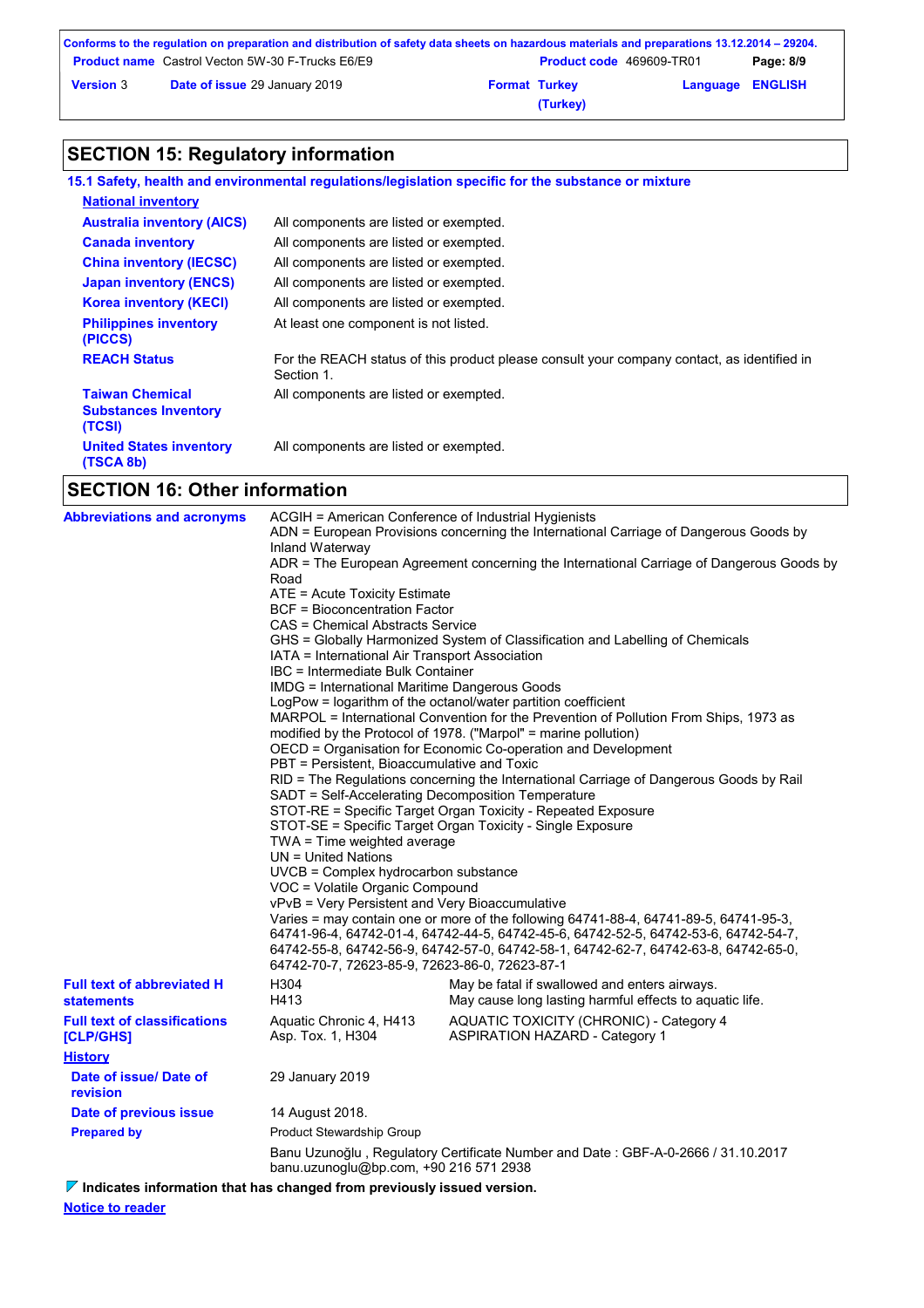## SECTION 15: Regulatory information

### 15.1 Safety, health and environmental regulations/legislation specific for the substance or mixture

**National inventory**

| | |
|---|---|
| **Australia inventory (AICS)** | All components are listed or exempted. |
| **Canada inventory** | All components are listed or exempted. |
| **China inventory (IECSC)** | All components are listed or exempted. |
| **Japan inventory (ENCS)** | All components are listed or exempted. |
| **Korea inventory (KECI)** | All components are listed or exempted. |
| **Philippines inventory (PICCS)** | At least one component is not listed. |
| **REACH Status** | For the REACH status of this product please consult your company contact, as identified in Section 1. |
| **Taiwan Chemical Substances Inventory (TCSI)** | All components are listed or exempted. |
| **United States inventory (TSCA 8b)** | All components are listed or exempted. |

## SECTION 16: Other information

**Abbreviations and acronyms**

ACGIH = American Conference of Industrial Hygienists
ADN = European Provisions concerning the International Carriage of Dangerous Goods by Inland Waterway
ADR = The European Agreement concerning the International Carriage of Dangerous Goods by Road
ATE = Acute Toxicity Estimate
BCF = Bioconcentration Factor
CAS = Chemical Abstracts Service
GHS = Globally Harmonized System of Classification and Labelling of Chemicals
IATA = International Air Transport Association
IBC = Intermediate Bulk Container
IMDG = International Maritime Dangerous Goods
LogPow = logarithm of the octanol/water partition coefficient
MARPOL = International Convention for the Prevention of Pollution From Ships, 1973 as modified by the Protocol of 1978. ("Marpol" = marine pollution)
OECD = Organisation for Economic Co-operation and Development
PBT = Persistent, Bioaccumulative and Toxic
RID = The Regulations concerning the International Carriage of Dangerous Goods by Rail
SADT = Self-Accelerating Decomposition Temperature
STOT-RE = Specific Target Organ Toxicity - Repeated Exposure
STOT-SE = Specific Target Organ Toxicity - Single Exposure
TWA = Time weighted average
UN = United Nations
UVCB = Complex hydrocarbon substance
VOC = Volatile Organic Compound
vPvB = Very Persistent and Very Bioaccumulative
Varies = may contain one or more of the following 64741-88-4, 64741-89-5, 64741-95-3, 64741-96-4, 64742-01-4, 64742-44-5, 64742-45-6, 64742-52-5, 64742-53-6, 64742-54-7, 64742-55-8, 64742-56-9, 64742-57-0, 64742-58-1, 64742-62-7, 64742-63-8, 64742-65-0, 64742-70-7, 72623-85-9, 72623-86-0, 72623-87-1

**Full text of abbreviated H statements**

| | |
|---|---|
| H304 | May be fatal if swallowed and enters airways. |
| H413 | May cause long lasting harmful effects to aquatic life. |

**Full text of classifications [CLP/GHS]**

| | |
|---|---|
| Aquatic Chronic 4, H413 | AQUATIC TOXICITY (CHRONIC) - Category 4 |
| Asp. Tox. 1, H304 | ASPIRATION HAZARD - Category 1 |

**History**

| | |
|---|---|
| **Date of issue/ Date of revision** | 29 January 2019 |
| **Date of previous issue** | 14 August 2018. |
| **Prepared by** | Product Stewardship Group |

Banu Uzunoğlu , Regulatory Certificate Number and Date : GBF-A-0-2666 / 31.10.2017
banu.uzunoglu@bp.com, +90 216 571 2938

**Indicates information that has changed from previously issued version.**

**Notice to reader**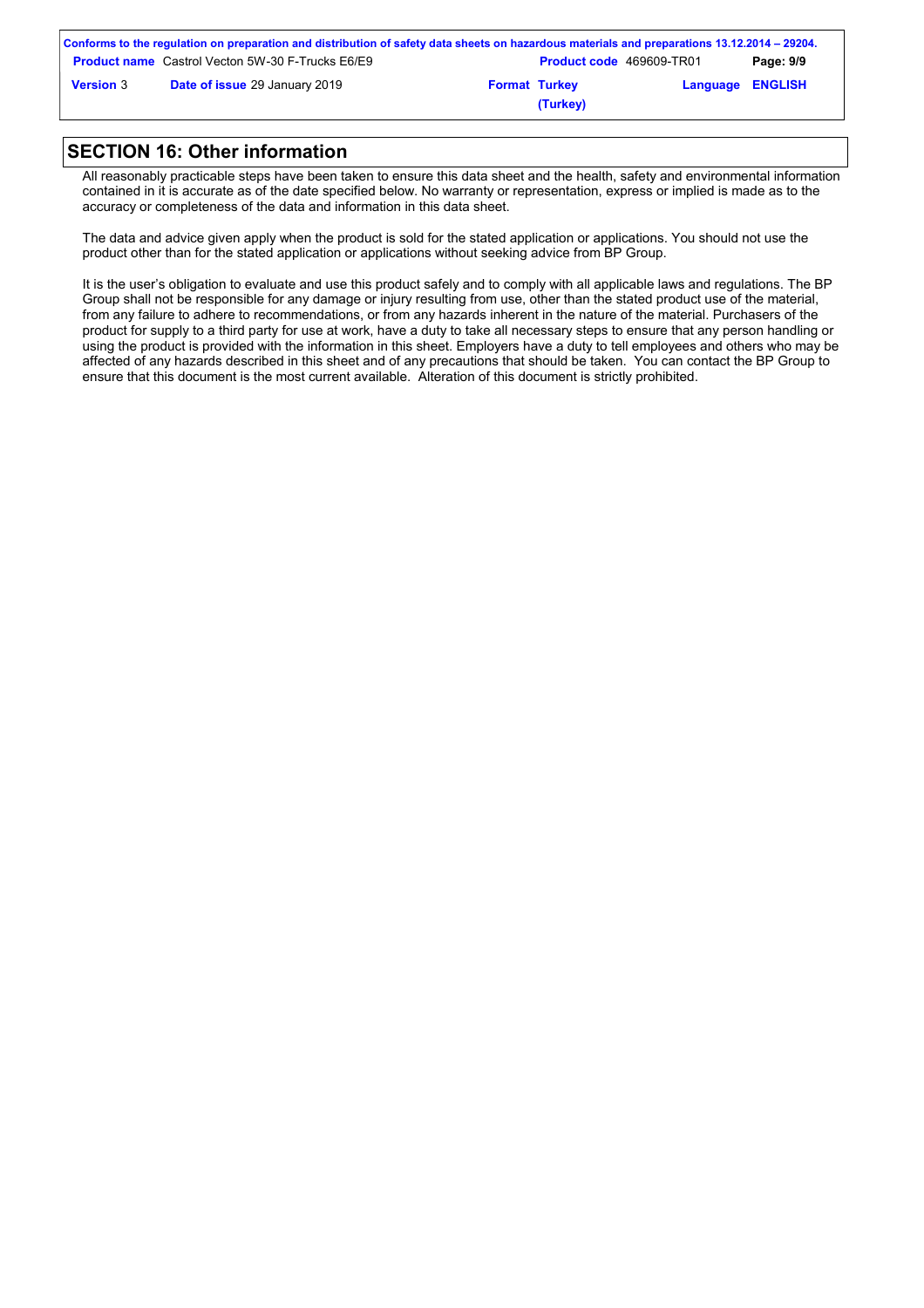## SECTION 16: Other information

All reasonably practicable steps have been taken to ensure this data sheet and the health, safety and environmental information contained in it is accurate as of the date specified below. No warranty or representation, express or implied is made as to the accuracy or completeness of the data and information in this data sheet.

The data and advice given apply when the product is sold for the stated application or applications. You should not use the product other than for the stated application or applications without seeking advice from BP Group.

It is the user's obligation to evaluate and use this product safely and to comply with all applicable laws and regulations. The BP Group shall not be responsible for any damage or injury resulting from use, other than the stated product use of the material, from any failure to adhere to recommendations, or from any hazards inherent in the nature of the material. Purchasers of the product for supply to a third party for use at work, have a duty to take all necessary steps to ensure that any person handling or using the product is provided with the information in this sheet. Employers have a duty to tell employees and others who may be affected of any hazards described in this sheet and of any precautions that should be taken. You can contact the BP Group to ensure that this document is the most current available. Alteration of this document is strictly prohibited.